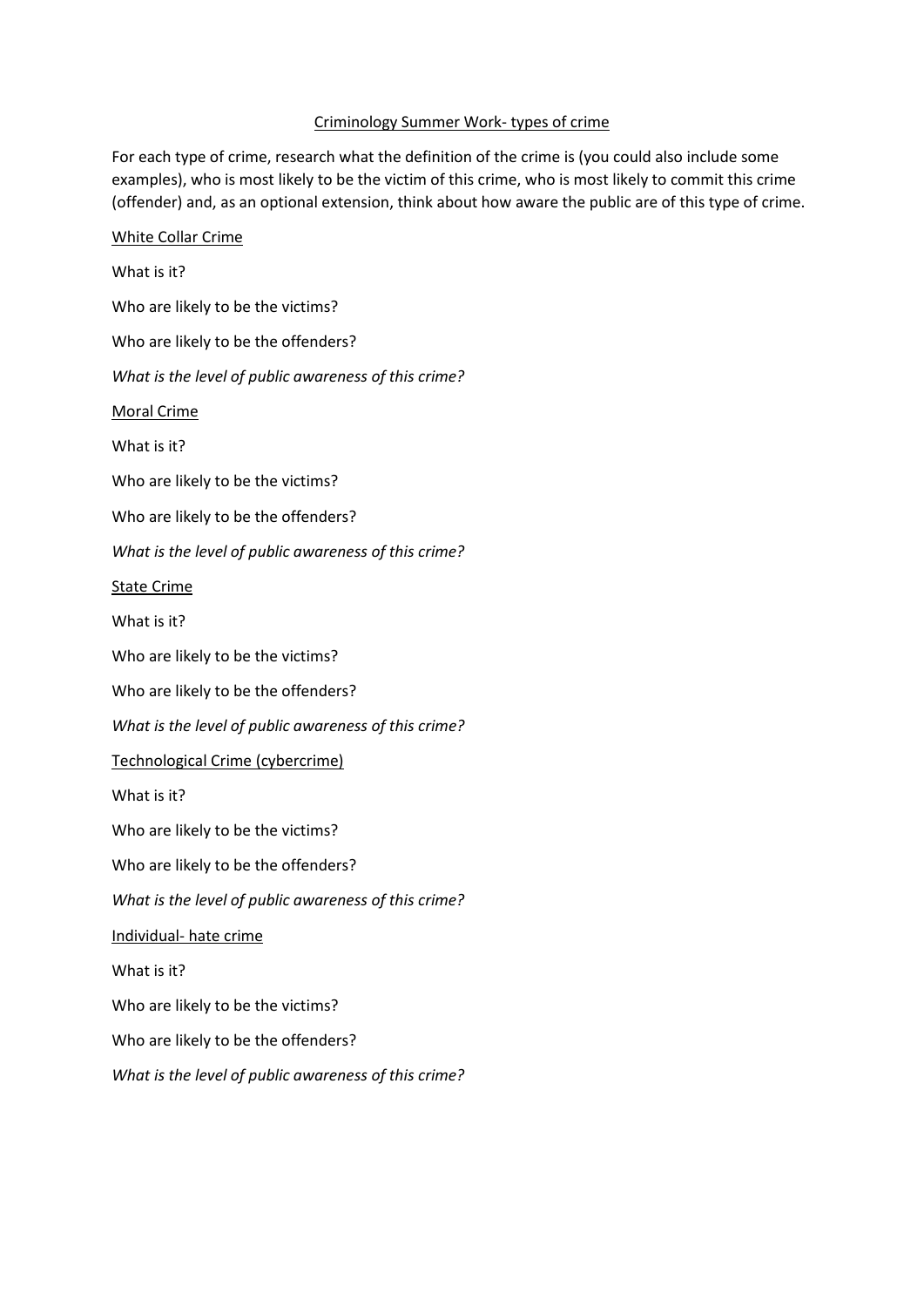# Criminology Summer Work- types of crime

For each type of crime, research what the definition of the crime is (you could also include some examples), who is most likely to be the victim of this crime, who is most likely to commit this crime (offender) and, as an optional extension, think about how aware the public are of this type of crime.

## White Collar Crime

What is it?

Who are likely to be the victims?

Who are likely to be the offenders?

*What is the level of public awareness of this crime?*

## Moral Crime

What is it?

Who are likely to be the victims?

Who are likely to be the offenders?

*What is the level of public awareness of this crime?*

## State Crime

What is it?

Who are likely to be the victims?

Who are likely to be the offenders?

*What is the level of public awareness of this crime?*

## Technological Crime (cybercrime)

What is it?

Who are likely to be the victims?

Who are likely to be the offenders?

*What is the level of public awareness of this crime?*

## Individual- hate crime

What is it?

Who are likely to be the victims?

Who are likely to be the offenders?

*What is the level of public awareness of this crime?*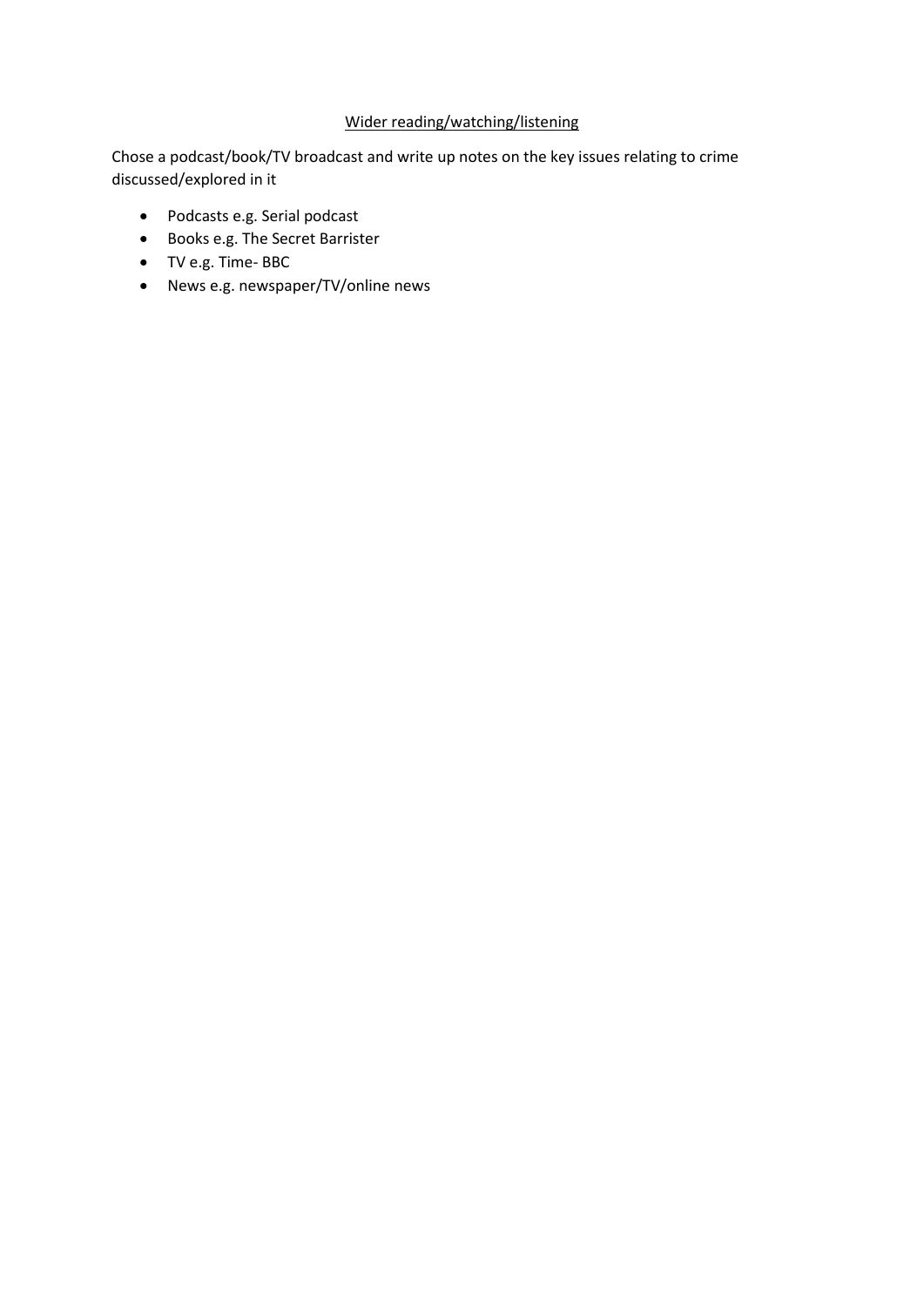<u>Wider reading/watching/listening</u>

Chose a podcast/book/TV broadcast and write up notes on the key issues relating to crime discussed/explored in it

- Podcasts e.g. Serial podcast
- Books e.g. The Secret Barrister
- TV e.g. Time- BBC
- News e.g. newspaper/TV/online news